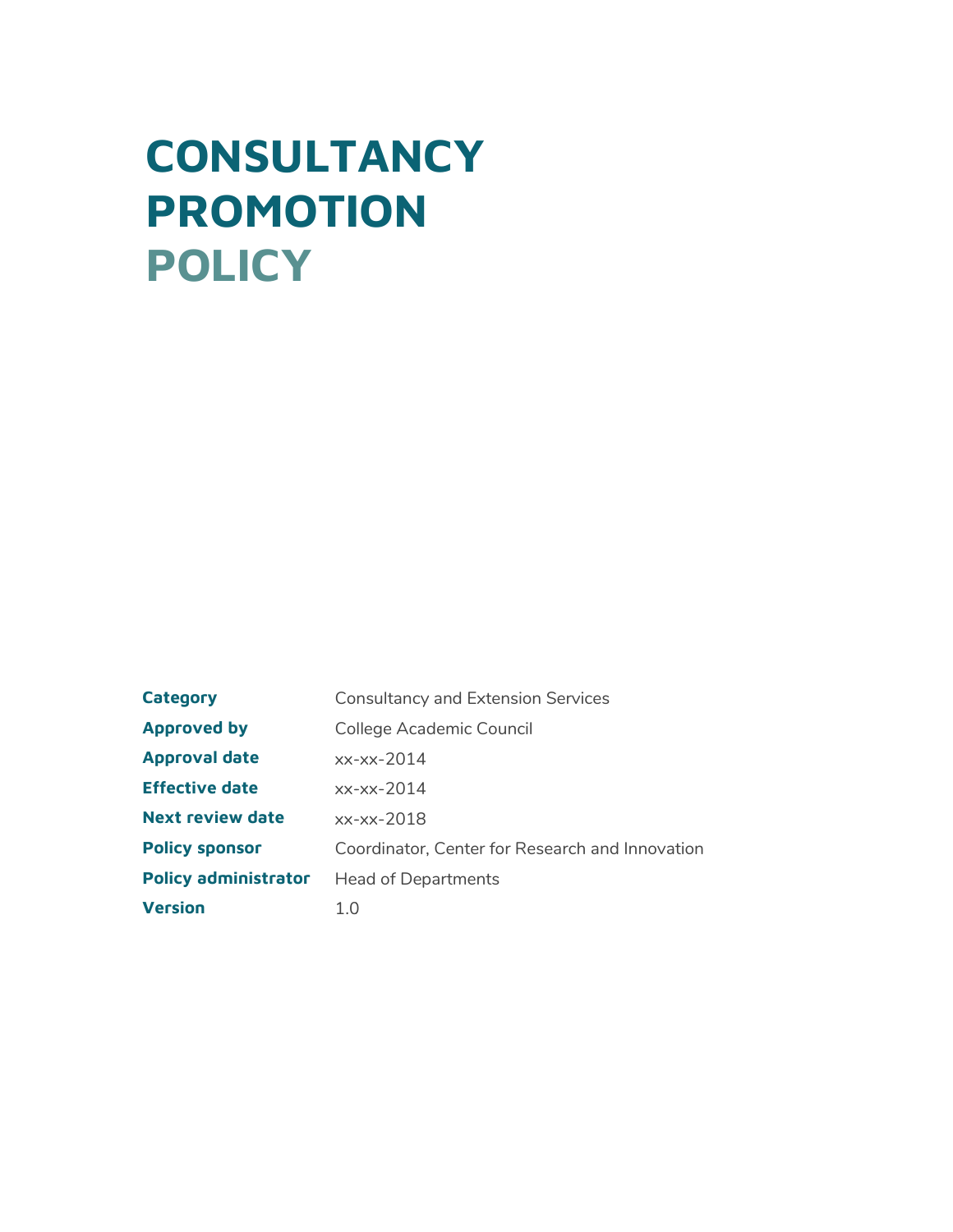# CONSULTANCY PROMOTION POLICY

| | |
|---|---|
| **Category** | Consultancy and Extension Services |
| **Approved by** | College Academic Council |
| **Approval date** | xx-xx-2014 |
| **Effective date** | xx-xx-2014 |
| **Next review date** | xx-xx-2018 |
| **Policy sponsor** | Coordinator, Center for Research and Innovation |
| **Policy administrator** | Head of Departments |
| **Version** | 1.0 |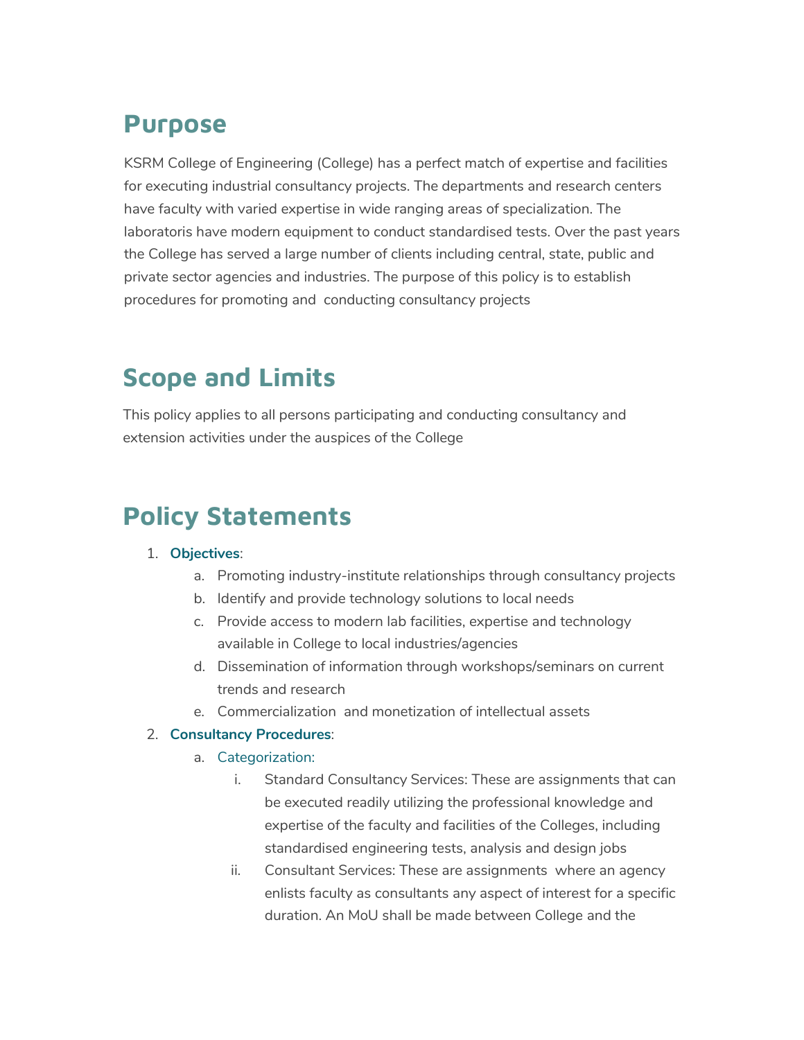## Purpose

KSRM College of Engineering (College) has a perfect match of expertise and facilities for executing industrial consultancy projects. The departments and research centers have faculty with varied expertise in wide ranging areas of specialization. The laboratoris have modern equipment to conduct standardised tests. Over the past years the College has served a large number of clients including central, state, public and private sector agencies and industries. The purpose of this policy is to establish procedures for promoting and conducting consultancy projects

## Scope and Limits

This policy applies to all persons participating and conducting consultancy and extension activities under the auspices of the College

## Policy Statements

1. **Objectives**:
    a. Promoting industry-institute relationships through consultancy projects
    b. Identify and provide technology solutions to local needs
    c. Provide access to modern lab facilities, expertise and technology available in College to local industries/agencies
    d. Dissemination of information through workshops/seminars on current trends and research
    e. Commercialization and monetization of intellectual assets
2. **Consultancy Procedures**:
    a. Categorization:
        i. Standard Consultancy Services: These are assignments that can be executed readily utilizing the professional knowledge and expertise of the faculty and facilities of the Colleges, including standardised engineering tests, analysis and design jobs
        ii. Consultant Services: These are assignments where an agency enlists faculty as consultants any aspect of interest for a specific duration. An MoU shall be made between College and the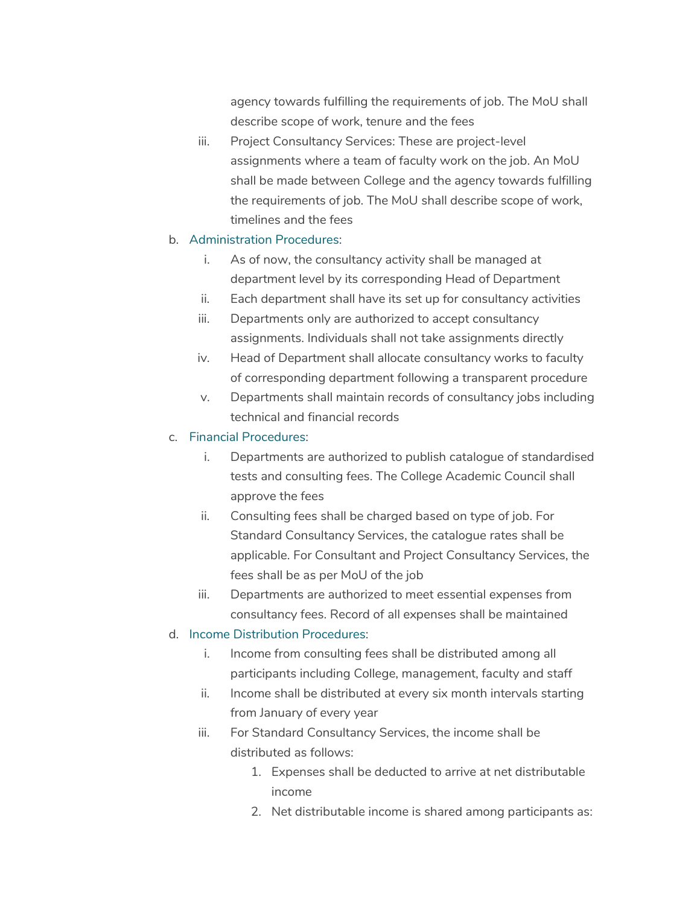agency towards fulfilling the requirements of job. The MoU shall describe scope of work, tenure and the fees

iii. Project Consultancy Services: These are project-level assignments where a team of faculty work on the job. An MoU shall be made between College and the agency towards fulfilling the requirements of job. The MoU shall describe scope of work, timelines and the fees

b. Administration Procedures:

   i. As of now, the consultancy activity shall be managed at department level by its corresponding Head of Department
   ii. Each department shall have its set up for consultancy activities
   iii. Departments only are authorized to accept consultancy assignments. Individuals shall not take assignments directly
   iv. Head of Department shall allocate consultancy works to faculty of corresponding department following a transparent procedure
   v. Departments shall maintain records of consultancy jobs including technical and financial records

c. Financial Procedures:

   i. Departments are authorized to publish catalogue of standardised tests and consulting fees. The College Academic Council shall approve the fees
   ii. Consulting fees shall be charged based on type of job. For Standard Consultancy Services, the catalogue rates shall be applicable. For Consultant and Project Consultancy Services, the fees shall be as per MoU of the job
   iii. Departments are authorized to meet essential expenses from consultancy fees. Record of all expenses shall be maintained

d. Income Distribution Procedures:

   i. Income from consulting fees shall be distributed among all participants including College, management, faculty and staff
   ii. Income shall be distributed at every six month intervals starting from January of every year
   iii. For Standard Consultancy Services, the income shall be distributed as follows:
      1. Expenses shall be deducted to arrive at net distributable income
      2. Net distributable income is shared among participants as: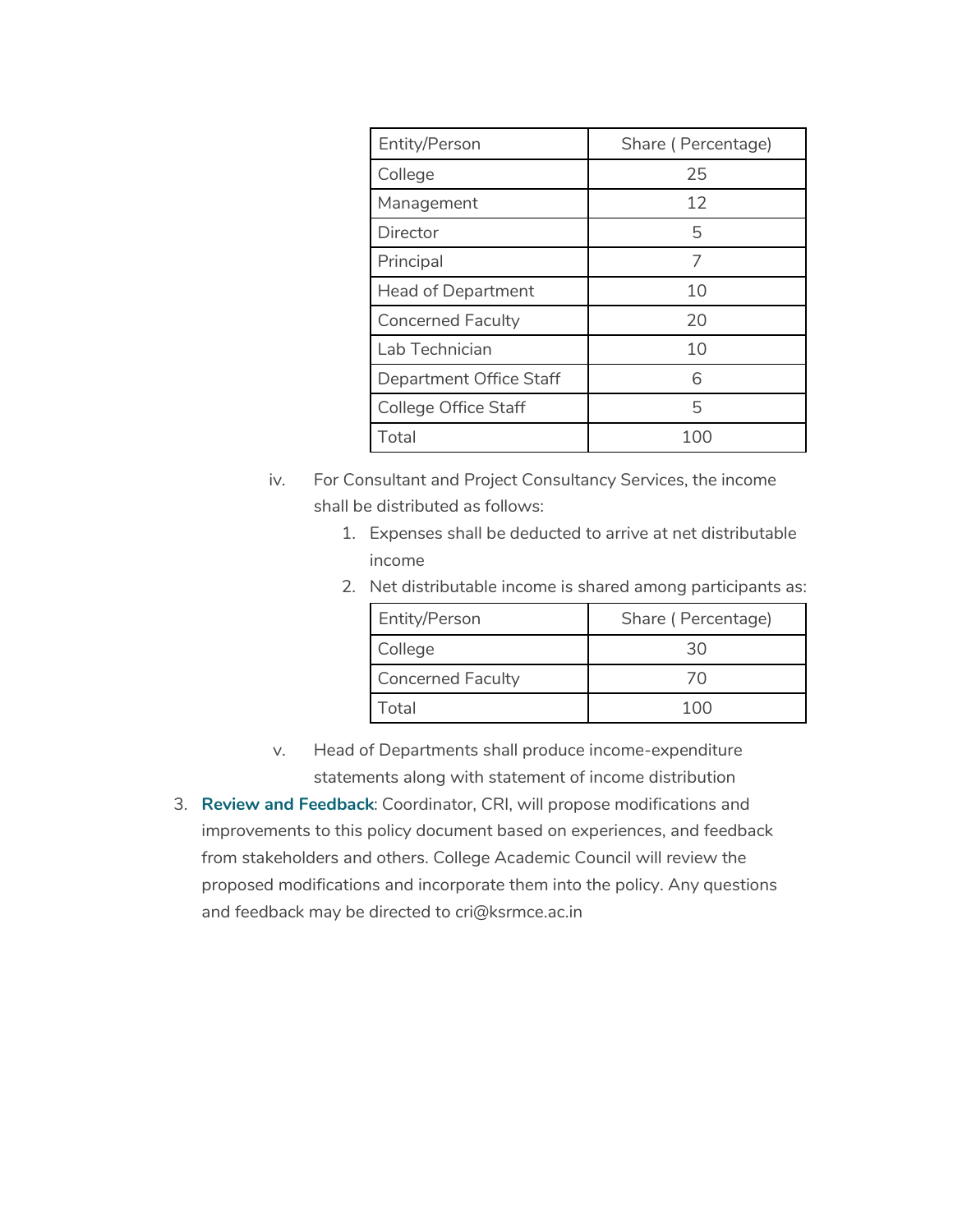| Entity/Person | Share ( Percentage) |
| --- | --- |
| College | 25 |
| Management | 12 |
| Director | 5 |
| Principal | 7 |
| Head of Department | 10 |
| Concerned Faculty | 20 |
| Lab Technician | 10 |
| Department Office Staff | 6 |
| College Office Staff | 5 |
| Total | 100 |

iv. For Consultant and Project Consultancy Services, the income shall be distributed as follows:

1. Expenses shall be deducted to arrive at net distributable income
2. Net distributable income is shared among participants as:

| Entity/Person | Share ( Percentage) |
| --- | --- |
| College | 30 |
| Concerned Faculty | 70 |
| Total | 100 |

v. Head of Departments shall produce income-expenditure statements along with statement of income distribution

3. **Review and Feedback**: Coordinator, CRI, will propose modifications and improvements to this policy document based on experiences, and feedback from stakeholders and others. College Academic Council will review the proposed modifications and incorporate them into the policy. Any questions and feedback may be directed to cri@ksrmce.ac.in